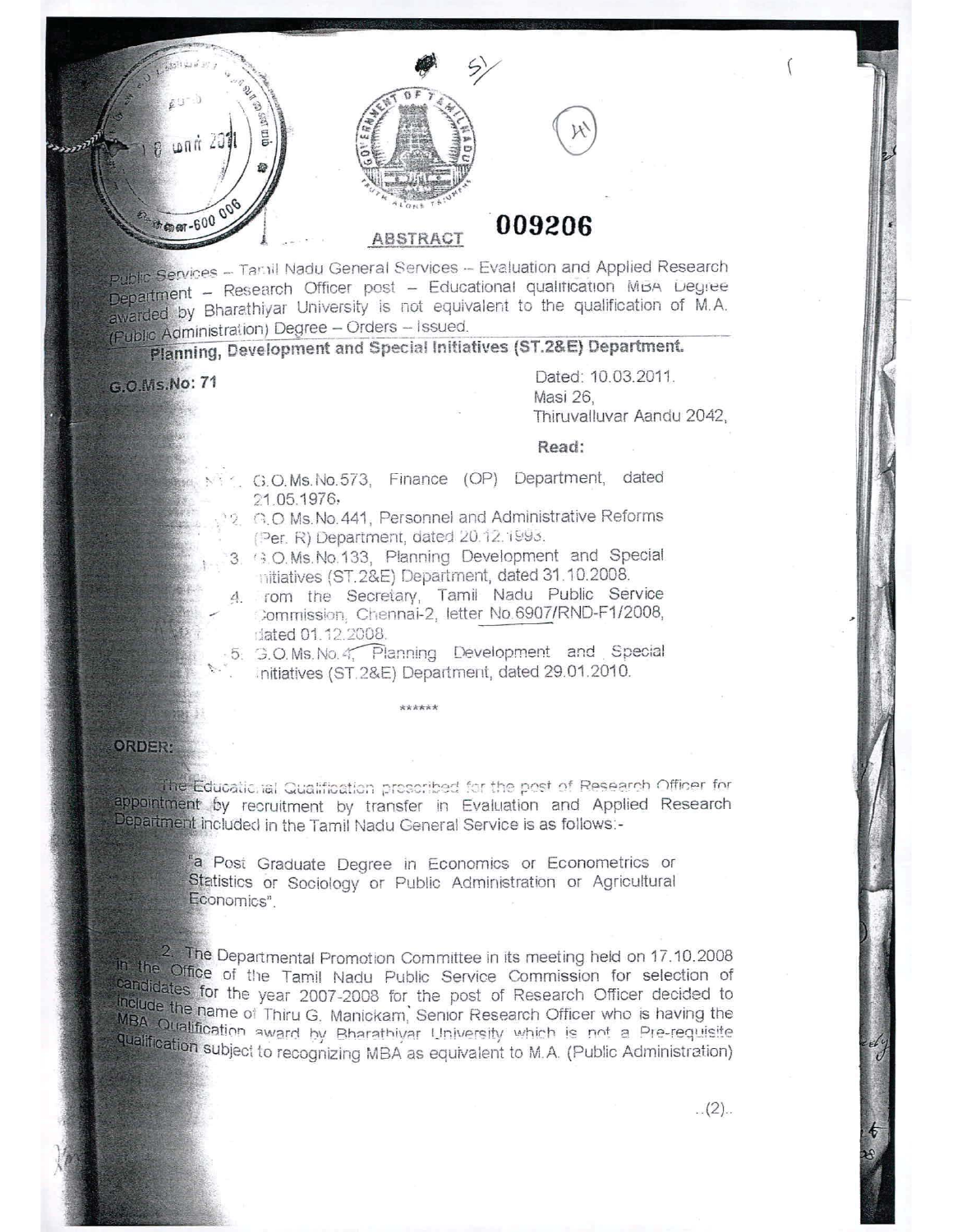**ABSTRACT** **009206**

Public Services – Tamil Nadu General Services – Evaluation and Applied Research Department – Research Officer post – Educational qualification MBA Degree awarded by Bharathiyar University is not equivalent to the qualification of M.A. (Public Administration) Degree – Orders – Issued.

**Planning, Development and Special Initiatives (ST.2&E) Department.**

**G.O.Ms.No: 71**

Dated: 10.03.2011.
Masi 26,
Thiruvalluvar Aandu 2042,

**Read:**

1. G.O.Ms.No.573, Finance (OP) Department, dated 21.05.1976.
2. G.O Ms.No.441, Personnel and Administrative Reforms (Per. R) Department, dated 20.12.1993.
3. G.O.Ms.No.133, Planning Development and Special Initiatives (ST.2&E) Department, dated 31.10.2008.
4. From the Secretary, Tamil Nadu Public Service Commission, Chennai-2, letter No.6907/RND-F1/2008, dated 01.12.2008.
5. G.O.Ms.No.4, Planning Development and Special Initiatives (ST.2&E) Department, dated 29.01.2010.

\*\*\*\*\*\*

**ORDER:**

The Educational Qualification prescribed for the post of Research Officer for appointment by recruitment by transfer in Evaluation and Applied Research Department included in the Tamil Nadu General Service is as follows:-

"a Post Graduate Degree in Economics or Econometrics or Statistics or Sociology or Public Administration or Agricultural Economics".

2. The Departmental Promotion Committee in its meeting held on 17.10.2008 in the Office of the Tamil Nadu Public Service Commission for selection of candidates for the year 2007-2008 for the post of Research Officer decided to include the name of Thiru G. Manickam, Senior Research Officer who is having the MBA Qualification award by Bharathiyar University which is not a Pre-requisite qualification subject to recognizing MBA as equivalent to M.A. (Public Administration)

..(2)..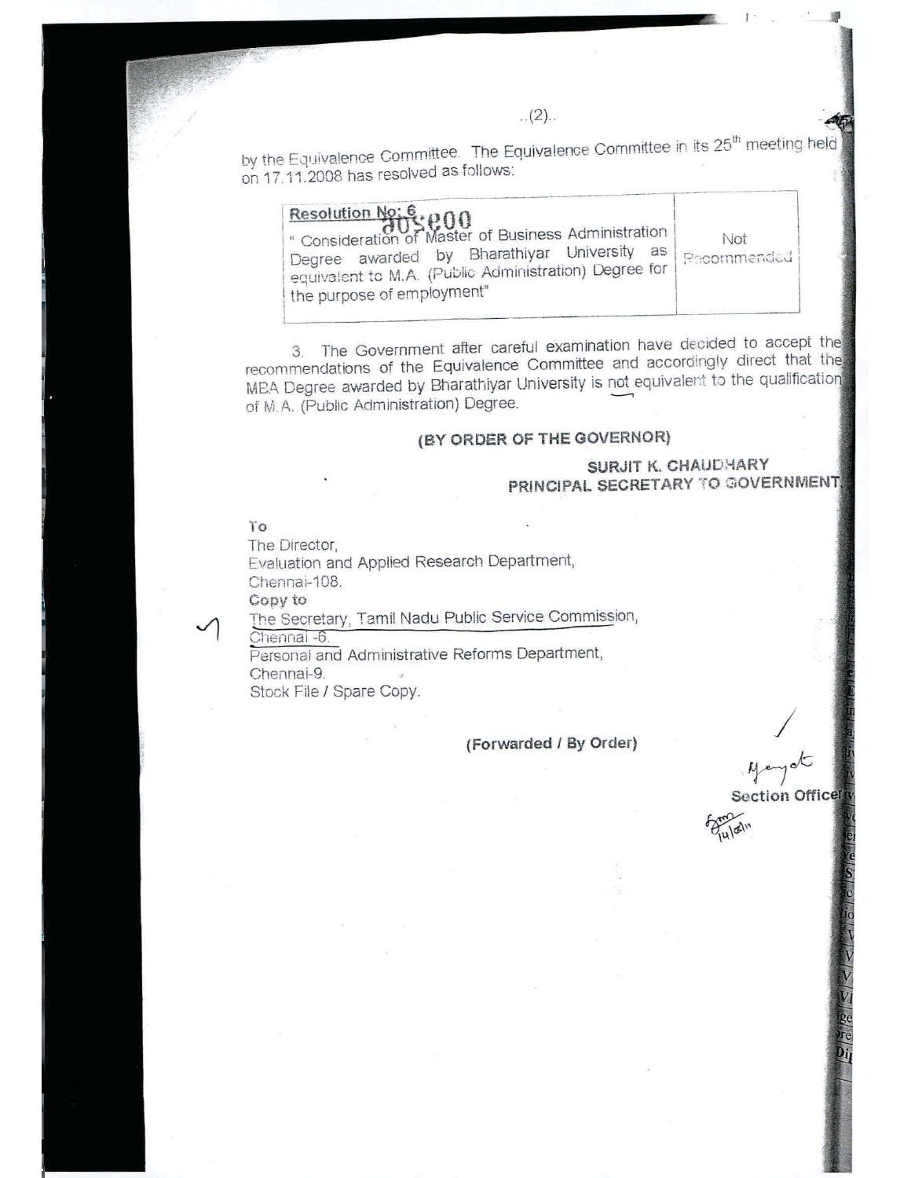by the Equivalence Committee. The Equivalence Committee in its 25th meeting held on 17.11.2008 has resolved as follows:

| | |
|---|---|
| **Resolution No: 6** " Consideration of Master of Business Administration Degree awarded by Bharathiyar University as equivalent to M.A. (Public Administration) Degree for the purpose of employment" | Not Recommended |

3. The Government after careful examination have decided to accept the recommendations of the Equivalence Committee and accordingly direct that the MBA Degree awarded by Bharathiyar University is not equivalent to the qualification of M.A. (Public Administration) Degree.

**(BY ORDER OF THE GOVERNOR)**

**SURJIT K. CHAUDHARY**
**PRINCIPAL SECRETARY TO GOVERNMENT.**

To
The Director,
Evaluation and Applied Research Department,
Chennai-108.

**Copy to**
The Secretary, Tamil Nadu Public Service Commission,
Chennai -6.
Personal and Administrative Reforms Department,
Chennai-9.
Stock File / Spare Copy.

**(Forwarded / By Order)**

**Section Officer**